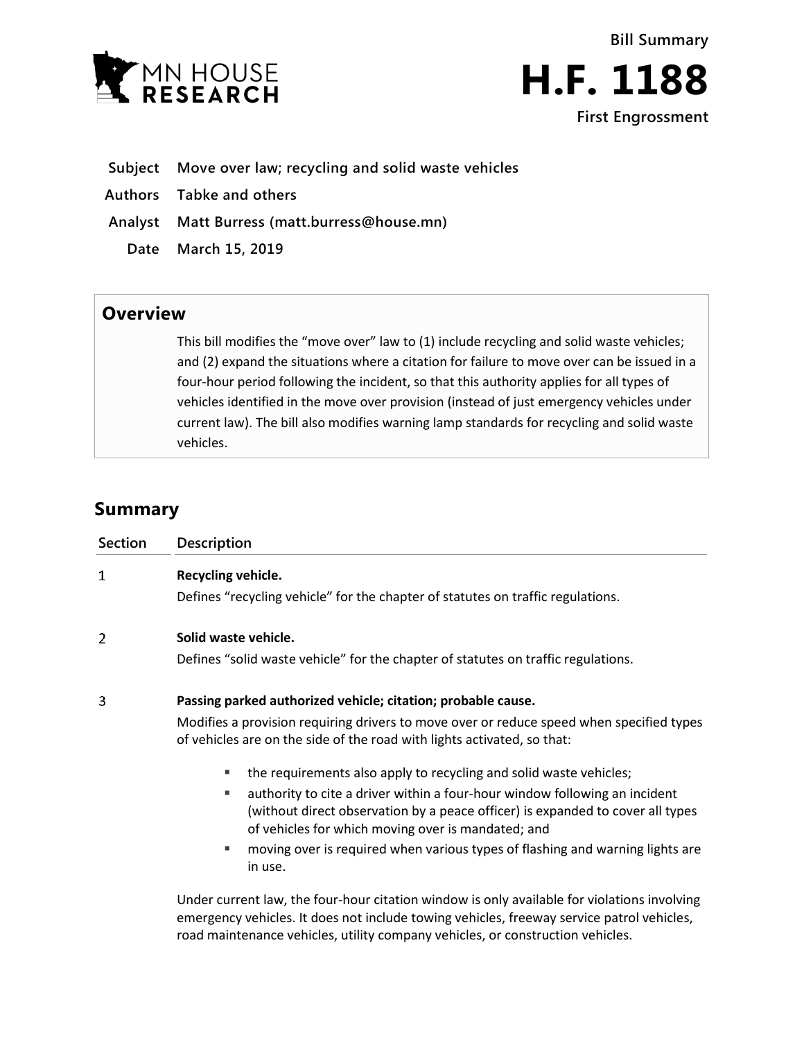MN HOUSE RESEARCH

Bill Summary

# H.F. 1188

First Engrossment

| | |
|---|---|
| **Subject** | **Move over law; recycling and solid waste vehicles** |
| **Authors** | **Tabke and others** |
| **Analyst** | **Matt Burress (matt.burress@house.mn)** |
| **Date** | **March 15, 2019** |

## Overview

This bill modifies the "move over" law to (1) include recycling and solid waste vehicles; and (2) expand the situations where a citation for failure to move over can be issued in a four-hour period following the incident, so that this authority applies for all types of vehicles identified in the move over provision (instead of just emergency vehicles under current law). The bill also modifies warning lamp standards for recycling and solid waste vehicles.

## Summary

| Section | Description |
|---|---|
| 1 | **Recycling vehicle.**<br>Defines "recycling vehicle" for the chapter of statutes on traffic regulations. |
| 2 | **Solid waste vehicle.**<br>Defines "solid waste vehicle" for the chapter of statutes on traffic regulations. |
| 3 | **Passing parked authorized vehicle; citation; probable cause.**<br>Modifies a provision requiring drivers to move over or reduce speed when specified types of vehicles are on the side of the road with lights activated, so that:<br>▪ the requirements also apply to recycling and solid waste vehicles;<br>▪ authority to cite a driver within a four-hour window following an incident (without direct observation by a peace officer) is expanded to cover all types of vehicles for which moving over is mandated; and<br>▪ moving over is required when various types of flashing and warning lights are in use.<br><br>Under current law, the four-hour citation window is only available for violations involving emergency vehicles. It does not include towing vehicles, freeway service patrol vehicles, road maintenance vehicles, utility company vehicles, or construction vehicles. |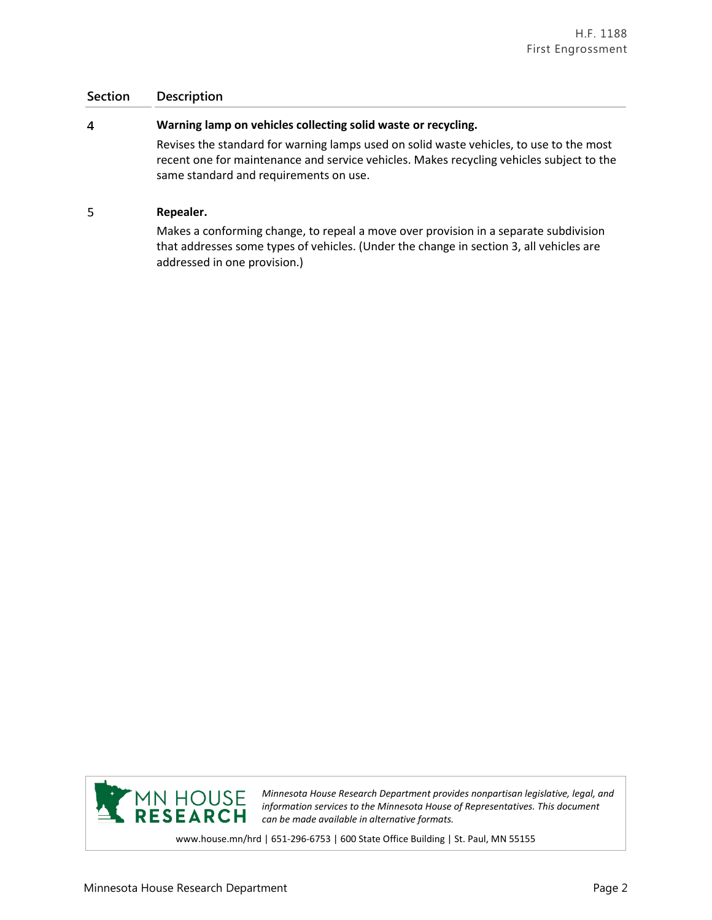| Section | Description |
|---|---|
| 4 | **Warning lamp on vehicles collecting solid waste or recycling.** Revises the standard for warning lamps used on solid waste vehicles, to use to the most recent one for maintenance and service vehicles. Makes recycling vehicles subject to the same standard and requirements on use. |
| 5 | **Repealer.** Makes a conforming change, to repeal a move over provision in a separate subdivision that addresses some types of vehicles. (Under the change in section 3, all vehicles are addressed in one provision.) |

MN HOUSE RESEARCH

*Minnesota House Research Department provides nonpartisan legislative, legal, and information services to the Minnesota House of Representatives. This document can be made available in alternative formats.*

www.house.mn/hrd | 651-296-6753 | 600 State Office Building | St. Paul, MN 55155